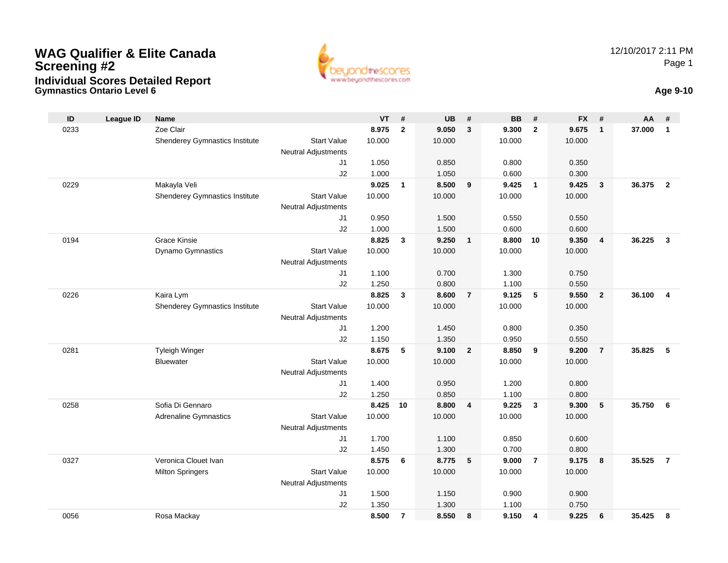# WAG Qualifier & Elite Canada Screening #2

## Individual Scores Detailed Report

### Gymnastics Ontario Level 6

12/10/2017 2:11 PM

**Age 9-10**

| ID | League ID | Name | | VT | # | UB | # | BB | # | FX | # | AA | # |
|---|---|---|---|---|---|---|---|---|---|---|---|---|---|
| 0233 | | Zoe Clair | | **8.975** | **2** | **9.050** | **3** | **9.300** | **2** | **9.675** | **1** | **37.000** | **1** |
| | | Shenderey Gymnastics Institute | Start Value | 10.000 | | 10.000 | | 10.000 | | 10.000 | | | |
| | | | Neutral Adjustments | | | | | | | | | | |
| | | | J1 | 1.050 | | 0.850 | | 0.800 | | 0.350 | | | |
| | | | J2 | 1.000 | | 1.050 | | 0.600 | | 0.300 | | | |
| 0229 | | Makayla Veli | | **9.025** | **1** | **8.500** | **9** | **9.425** | **1** | **9.425** | **3** | **36.375** | **2** |
| | | Shenderey Gymnastics Institute | Start Value | 10.000 | | 10.000 | | 10.000 | | 10.000 | | | |
| | | | Neutral Adjustments | | | | | | | | | | |
| | | | J1 | 0.950 | | 1.500 | | 0.550 | | 0.550 | | | |
| | | | J2 | 1.000 | | 1.500 | | 0.600 | | 0.600 | | | |
| 0194 | | Grace Kinsie | | **8.825** | **3** | **9.250** | **1** | **8.800** | **10** | **9.350** | **4** | **36.225** | **3** |
| | | Dynamo Gymnastics | Start Value | 10.000 | | 10.000 | | 10.000 | | 10.000 | | | |
| | | | Neutral Adjustments | | | | | | | | | | |
| | | | J1 | 1.100 | | 0.700 | | 1.300 | | 0.750 | | | |
| | | | J2 | 1.250 | | 0.800 | | 1.100 | | 0.550 | | | |
| 0226 | | Kaira Lym | | **8.825** | **3** | **8.600** | **7** | **9.125** | **5** | **9.550** | **2** | **36.100** | **4** |
| | | Shenderey Gymnastics Institute | Start Value | 10.000 | | 10.000 | | 10.000 | | 10.000 | | | |
| | | | Neutral Adjustments | | | | | | | | | | |
| | | | J1 | 1.200 | | 1.450 | | 0.800 | | 0.350 | | | |
| | | | J2 | 1.150 | | 1.350 | | 0.950 | | 0.550 | | | |
| 0281 | | Tyleigh Winger | | **8.675** | **5** | **9.100** | **2** | **8.850** | **9** | **9.200** | **7** | **35.825** | **5** |
| | | Bluewater | Start Value | 10.000 | | 10.000 | | 10.000 | | 10.000 | | | |
| | | | Neutral Adjustments | | | | | | | | | | |
| | | | J1 | 1.400 | | 0.950 | | 1.200 | | 0.800 | | | |
| | | | J2 | 1.250 | | 0.850 | | 1.100 | | 0.800 | | | |
| 0258 | | Sofia Di Gennaro | | **8.425** | **10** | **8.800** | **4** | **9.225** | **3** | **9.300** | **5** | **35.750** | **6** |
| | | Adrenaline Gymnastics | Start Value | 10.000 | | 10.000 | | 10.000 | | 10.000 | | | |
| | | | Neutral Adjustments | | | | | | | | | | |
| | | | J1 | 1.700 | | 1.100 | | 0.850 | | 0.600 | | | |
| | | | J2 | 1.450 | | 1.300 | | 0.700 | | 0.800 | | | |
| 0327 | | Veronica Clouet Ivan | | **8.575** | **6** | **8.775** | **5** | **9.000** | **7** | **9.175** | **8** | **35.525** | **7** |
| | | Milton Springers | Start Value | 10.000 | | 10.000 | | 10.000 | | 10.000 | | | |
| | | | Neutral Adjustments | | | | | | | | | | |
| | | | J1 | 1.500 | | 1.150 | | 0.900 | | 0.900 | | | |
| | | | J2 | 1.350 | | 1.300 | | 1.100 | | 0.750 | | | |
| 0056 | | Rosa Mackay | | **8.500** | **7** | **8.550** | **8** | **9.150** | **4** | **9.225** | **6** | **35.425** | **8** |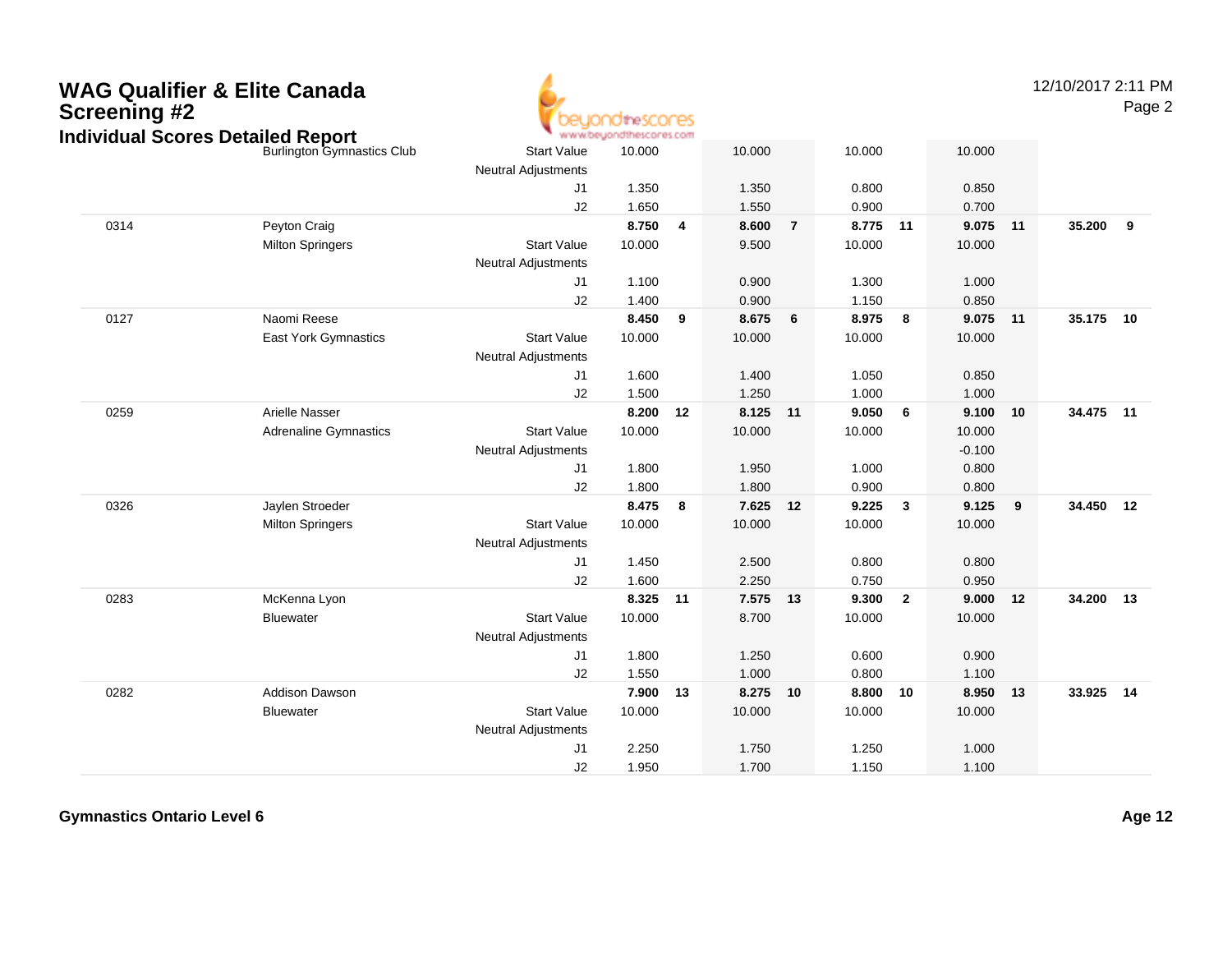# WAG Qualifier & Elite Canada Screening #2

## Individual Scores Detailed Report

| | | | | | | | | | | | | |
|---|---|---|---|---|---|---|---|---|---|---|---|---|
| | Burlington Gymnastics Club | Start Value | 10.000 | | 10.000 | | 10.000 | | 10.000 | | | |
| | | Neutral Adjustments | | | | | | | | | | |
| | | J1 | 1.350 | | 1.350 | | 0.800 | | 0.850 | | | |
| | | J2 | 1.650 | | 1.550 | | 0.900 | | 0.700 | | | |
| 0314 | Peyton Craig | | **8.750** | **4** | **8.600** | **7** | **8.775** | **11** | **9.075** | **11** | **35.200** | **9** |
| | Milton Springers | Start Value | 10.000 | | 9.500 | | 10.000 | | 10.000 | | | |
| | | Neutral Adjustments | | | | | | | | | | |
| | | J1 | 1.100 | | 0.900 | | 1.300 | | 1.000 | | | |
| | | J2 | 1.400 | | 0.900 | | 1.150 | | 0.850 | | | |
| 0127 | Naomi Reese | | **8.450** | **9** | **8.675** | **6** | **8.975** | **8** | **9.075** | **11** | **35.175** | **10** |
| | East York Gymnastics | Start Value | 10.000 | | 10.000 | | 10.000 | | 10.000 | | | |
| | | Neutral Adjustments | | | | | | | | | | |
| | | J1 | 1.600 | | 1.400 | | 1.050 | | 0.850 | | | |
| | | J2 | 1.500 | | 1.250 | | 1.000 | | 1.000 | | | |
| 0259 | Arielle Nasser | | **8.200** | **12** | **8.125** | **11** | **9.050** | **6** | **9.100** | **10** | **34.475** | **11** |
| | Adrenaline Gymnastics | Start Value | 10.000 | | 10.000 | | 10.000 | | 10.000 | | | |
| | | Neutral Adjustments | | | | | | | -0.100 | | | |
| | | J1 | 1.800 | | 1.950 | | 1.000 | | 0.800 | | | |
| | | J2 | 1.800 | | 1.800 | | 0.900 | | 0.800 | | | |
| 0326 | Jaylen Stroeder | | **8.475** | **8** | **7.625** | **12** | **9.225** | **3** | **9.125** | **9** | **34.450** | **12** |
| | Milton Springers | Start Value | 10.000 | | 10.000 | | 10.000 | | 10.000 | | | |
| | | Neutral Adjustments | | | | | | | | | | |
| | | J1 | 1.450 | | 2.500 | | 0.800 | | 0.800 | | | |
| | | J2 | 1.600 | | 2.250 | | 0.750 | | 0.950 | | | |
| 0283 | McKenna Lyon | | **8.325** | **11** | **7.575** | **13** | **9.300** | **2** | **9.000** | **12** | **34.200** | **13** |
| | Bluewater | Start Value | 10.000 | | 8.700 | | 10.000 | | 10.000 | | | |
| | | Neutral Adjustments | | | | | | | | | | |
| | | J1 | 1.800 | | 1.250 | | 0.600 | | 0.900 | | | |
| | | J2 | 1.550 | | 1.000 | | 0.800 | | 1.100 | | | |
| 0282 | Addison Dawson | | **7.900** | **13** | **8.275** | **10** | **8.800** | **10** | **8.950** | **13** | **33.925** | **14** |
| | Bluewater | Start Value | 10.000 | | 10.000 | | 10.000 | | 10.000 | | | |
| | | Neutral Adjustments | | | | | | | | | | |
| | | J1 | 2.250 | | 1.750 | | 1.250 | | 1.000 | | | |
| | | J2 | 1.950 | | 1.700 | | 1.150 | | 1.100 | | | |

**Gymnastics Ontario Level 6** **Age 12**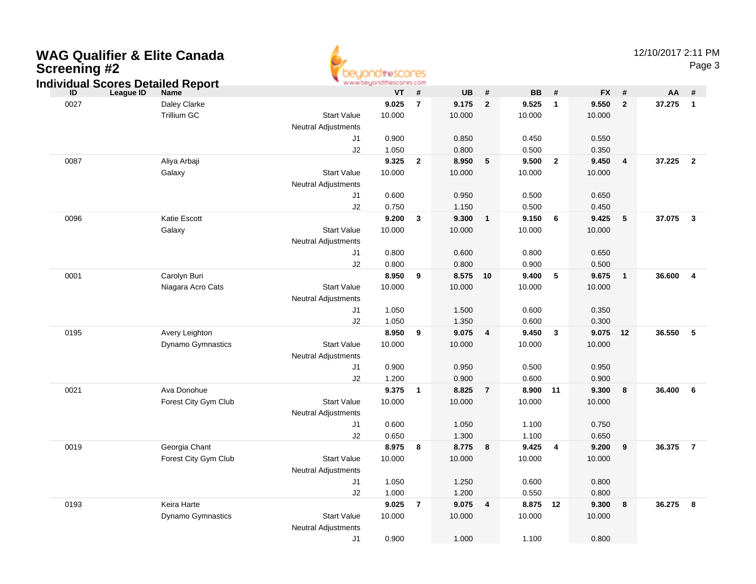# WAG Qualifier & Elite Canada Screening #2

## Individual Scores Detailed Report

12/10/2017 2:11 PM

| ID | League ID | Name | | VT | # | UB | # | BB | # | FX | # | AA | # |
|---|---|---|---|---|---|---|---|---|---|---|---|---|---|
| 0027 | | Daley Clarke | | **9.025** | **7** | **9.175** | **2** | **9.525** | **1** | **9.550** | **2** | **37.275** | **1** |
| | | Trillium GC | Start Value | 10.000 | | 10.000 | | 10.000 | | 10.000 | | | |
| | | | Neutral Adjustments | | | | | | | | | | |
| | | | J1 | 0.900 | | 0.850 | | 0.450 | | 0.550 | | | |
| | | | J2 | 1.050 | | 0.800 | | 0.500 | | 0.350 | | | |
| 0087 | | Aliya Arbaji | | **9.325** | **2** | **8.950** | **5** | **9.500** | **2** | **9.450** | **4** | **37.225** | **2** |
| | | Galaxy | Start Value | 10.000 | | 10.000 | | 10.000 | | 10.000 | | | |
| | | | Neutral Adjustments | | | | | | | | | | |
| | | | J1 | 0.600 | | 0.950 | | 0.500 | | 0.650 | | | |
| | | | J2 | 0.750 | | 1.150 | | 0.500 | | 0.450 | | | |
| 0096 | | Katie Escott | | **9.200** | **3** | **9.300** | **1** | **9.150** | **6** | **9.425** | **5** | **37.075** | **3** |
| | | Galaxy | Start Value | 10.000 | | 10.000 | | 10.000 | | 10.000 | | | |
| | | | Neutral Adjustments | | | | | | | | | | |
| | | | J1 | 0.800 | | 0.600 | | 0.800 | | 0.650 | | | |
| | | | J2 | 0.800 | | 0.800 | | 0.900 | | 0.500 | | | |
| 0001 | | Carolyn Buri | | **8.950** | **9** | **8.575** | **10** | **9.400** | **5** | **9.675** | **1** | **36.600** | **4** |
| | | Niagara Acro Cats | Start Value | 10.000 | | 10.000 | | 10.000 | | 10.000 | | | |
| | | | Neutral Adjustments | | | | | | | | | | |
| | | | J1 | 1.050 | | 1.500 | | 0.600 | | 0.350 | | | |
| | | | J2 | 1.050 | | 1.350 | | 0.600 | | 0.300 | | | |
| 0195 | | Avery Leighton | | **8.950** | **9** | **9.075** | **4** | **9.450** | **3** | **9.075** | **12** | **36.550** | **5** |
| | | Dynamo Gymnastics | Start Value | 10.000 | | 10.000 | | 10.000 | | 10.000 | | | |
| | | | Neutral Adjustments | | | | | | | | | | |
| | | | J1 | 0.900 | | 0.950 | | 0.500 | | 0.950 | | | |
| | | | J2 | 1.200 | | 0.900 | | 0.600 | | 0.900 | | | |
| 0021 | | Ava Donohue | | **9.375** | **1** | **8.825** | **7** | **8.900** | **11** | **9.300** | **8** | **36.400** | **6** |
| | | Forest City Gym Club | Start Value | 10.000 | | 10.000 | | 10.000 | | 10.000 | | | |
| | | | Neutral Adjustments | | | | | | | | | | |
| | | | J1 | 0.600 | | 1.050 | | 1.100 | | 0.750 | | | |
| | | | J2 | 0.650 | | 1.300 | | 1.100 | | 0.650 | | | |
| 0019 | | Georgia Chant | | **8.975** | **8** | **8.775** | **8** | **9.425** | **4** | **9.200** | **9** | **36.375** | **7** |
| | | Forest City Gym Club | Start Value | 10.000 | | 10.000 | | 10.000 | | 10.000 | | | |
| | | | Neutral Adjustments | | | | | | | | | | |
| | | | J1 | 1.050 | | 1.250 | | 0.600 | | 0.800 | | | |
| | | | J2 | 1.000 | | 1.200 | | 0.550 | | 0.800 | | | |
| 0193 | | Keira Harte | | **9.025** | **7** | **9.075** | **4** | **8.875** | **12** | **9.300** | **8** | **36.275** | **8** |
| | | Dynamo Gymnastics | Start Value | 10.000 | | 10.000 | | 10.000 | | 10.000 | | | |
| | | | Neutral Adjustments | | | | | | | | | | |
| | | | J1 | 0.900 | | 1.000 | | 1.100 | | 0.800 | | | |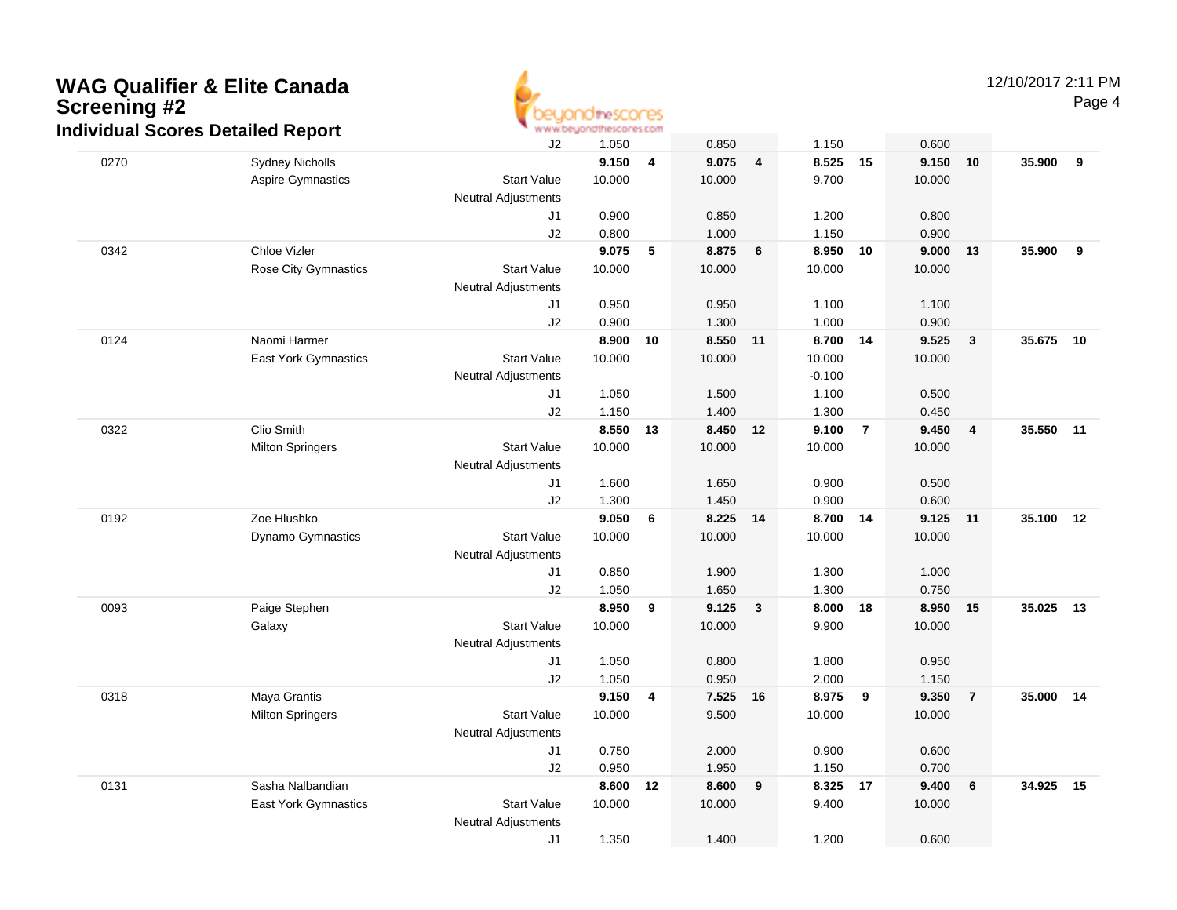# WAG Qualifier & Elite Canada Screening #2

## Individual Scores Detailed Report

| # | Name / Club | | Vault | Rank | Bars | Rank | Beam | Rank | Floor | Rank | AA | Rank |
|---|---|---|---|---|---|---|---|---|---|---|---|---|
| | | J2 | 1.050 | | 0.850 | | 1.150 | | 0.600 | | | |
| 0270 | Sydney Nicholls | | **9.150** | **4** | **9.075** | **4** | **8.525** | **15** | **9.150** | **10** | **35.900** | **9** |
| | Aspire Gymnastics | Start Value | 10.000 | | 10.000 | | 9.700 | | 10.000 | | | |
| | | Neutral Adjustments | | | | | | | | | | |
| | | J1 | 0.900 | | 0.850 | | 1.200 | | 0.800 | | | |
| | | J2 | 0.800 | | 1.000 | | 1.150 | | 0.900 | | | |
| 0342 | Chloe Vizler | | **9.075** | **5** | **8.875** | **6** | **8.950** | **10** | **9.000** | **13** | **35.900** | **9** |
| | Rose City Gymnastics | Start Value | 10.000 | | 10.000 | | 10.000 | | 10.000 | | | |
| | | Neutral Adjustments | | | | | | | | | | |
| | | J1 | 0.950 | | 0.950 | | 1.100 | | 1.100 | | | |
| | | J2 | 0.900 | | 1.300 | | 1.000 | | 0.900 | | | |
| 0124 | Naomi Harmer | | **8.900** | **10** | **8.550** | **11** | **8.700** | **14** | **9.525** | **3** | **35.675** | **10** |
| | East York Gymnastics | Start Value | 10.000 | | 10.000 | | 10.000 | | 10.000 | | | |
| | | Neutral Adjustments | | | | | -0.100 | | | | | |
| | | J1 | 1.050 | | 1.500 | | 1.100 | | 0.500 | | | |
| | | J2 | 1.150 | | 1.400 | | 1.300 | | 0.450 | | | |
| 0322 | Clio Smith | | **8.550** | **13** | **8.450** | **12** | **9.100** | **7** | **9.450** | **4** | **35.550** | **11** |
| | Milton Springers | Start Value | 10.000 | | 10.000 | | 10.000 | | 10.000 | | | |
| | | Neutral Adjustments | | | | | | | | | | |
| | | J1 | 1.600 | | 1.650 | | 0.900 | | 0.500 | | | |
| | | J2 | 1.300 | | 1.450 | | 0.900 | | 0.600 | | | |
| 0192 | Zoe Hlushko | | **9.050** | **6** | **8.225** | **14** | **8.700** | **14** | **9.125** | **11** | **35.100** | **12** |
| | Dynamo Gymnastics | Start Value | 10.000 | | 10.000 | | 10.000 | | 10.000 | | | |
| | | Neutral Adjustments | | | | | | | | | | |
| | | J1 | 0.850 | | 1.900 | | 1.300 | | 1.000 | | | |
| | | J2 | 1.050 | | 1.650 | | 1.300 | | 0.750 | | | |
| 0093 | Paige Stephen | | **8.950** | **9** | **9.125** | **3** | **8.000** | **18** | **8.950** | **15** | **35.025** | **13** |
| | Galaxy | Start Value | 10.000 | | 10.000 | | 9.900 | | 10.000 | | | |
| | | Neutral Adjustments | | | | | | | | | | |
| | | J1 | 1.050 | | 0.800 | | 1.800 | | 0.950 | | | |
| | | J2 | 1.050 | | 0.950 | | 2.000 | | 1.150 | | | |
| 0318 | Maya Grantis | | **9.150** | **4** | **7.525** | **16** | **8.975** | **9** | **9.350** | **7** | **35.000** | **14** |
| | Milton Springers | Start Value | 10.000 | | 9.500 | | 10.000 | | 10.000 | | | |
| | | Neutral Adjustments | | | | | | | | | | |
| | | J1 | 0.750 | | 2.000 | | 0.900 | | 0.600 | | | |
| | | J2 | 0.950 | | 1.950 | | 1.150 | | 0.700 | | | |
| 0131 | Sasha Nalbandian | | **8.600** | **12** | **8.600** | **9** | **8.325** | **17** | **9.400** | **6** | **34.925** | **15** |
| | East York Gymnastics | Start Value | 10.000 | | 10.000 | | 9.400 | | 10.000 | | | |
| | | Neutral Adjustments | | | | | | | | | | |
| | | J1 | 1.350 | | 1.400 | | 1.200 | | 0.600 | | | |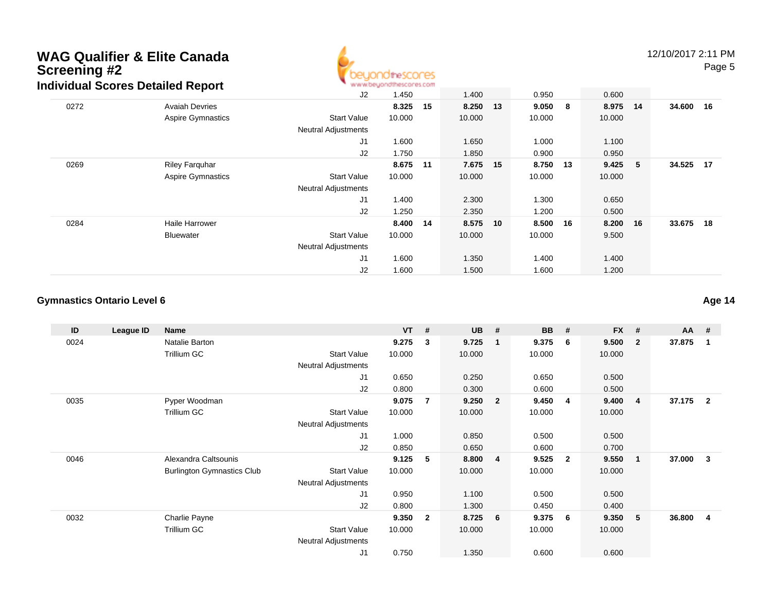# WAG Qualifier & Elite Canada Screening #2

## Individual Scores Detailed Report

| ID | League ID | Name | | VT | # | UB | # | BB | # | FX | # | AA | # |
|---|---|---|---|---|---|---|---|---|---|---|---|---|---|
| | | | J2 | 1.450 | | 1.400 | | 0.950 | | 0.600 | | | |
| 0272 | | Avaiah Devries | | **8.325** | **15** | **8.250** | **13** | **9.050** | **8** | **8.975** | **14** | **34.600** | **16** |
| | | Aspire Gymnastics | Start Value | 10.000 | | 10.000 | | 10.000 | | 10.000 | | | |
| | | | Neutral Adjustments | | | | | | | | | | |
| | | | J1 | 1.600 | | 1.650 | | 1.000 | | 1.100 | | | |
| | | | J2 | 1.750 | | 1.850 | | 0.900 | | 0.950 | | | |
| 0269 | | Riley Farquhar | | **8.675** | **11** | **7.675** | **15** | **8.750** | **13** | **9.425** | **5** | **34.525** | **17** |
| | | Aspire Gymnastics | Start Value | 10.000 | | 10.000 | | 10.000 | | 10.000 | | | |
| | | | Neutral Adjustments | | | | | | | | | | |
| | | | J1 | 1.400 | | 2.300 | | 1.300 | | 0.650 | | | |
| | | | J2 | 1.250 | | 2.350 | | 1.200 | | 0.500 | | | |
| 0284 | | Haile Harrower | | **8.400** | **14** | **8.575** | **10** | **8.500** | **16** | **8.200** | **16** | **33.675** | **18** |
| | | Bluewater | Start Value | 10.000 | | 10.000 | | 10.000 | | 9.500 | | | |
| | | | Neutral Adjustments | | | | | | | | | | |
| | | | J1 | 1.600 | | 1.350 | | 1.400 | | 1.400 | | | |
| | | | J2 | 1.600 | | 1.500 | | 1.600 | | 1.200 | | | |

### Gymnastics Ontario Level 6

**Age 14**

| ID | League ID | Name | | VT | # | UB | # | BB | # | FX | # | AA | # |
|---|---|---|---|---|---|---|---|---|---|---|---|---|---|
| 0024 | | Natalie Barton | | **9.275** | **3** | **9.725** | **1** | **9.375** | **6** | **9.500** | **2** | **37.875** | **1** |
| | | Trillium GC | Start Value | 10.000 | | 10.000 | | 10.000 | | 10.000 | | | |
| | | | Neutral Adjustments | | | | | | | | | | |
| | | | J1 | 0.650 | | 0.250 | | 0.650 | | 0.500 | | | |
| | | | J2 | 0.800 | | 0.300 | | 0.600 | | 0.500 | | | |
| 0035 | | Pyper Woodman | | **9.075** | **7** | **9.250** | **2** | **9.450** | **4** | **9.400** | **4** | **37.175** | **2** |
| | | Trillium GC | Start Value | 10.000 | | 10.000 | | 10.000 | | 10.000 | | | |
| | | | Neutral Adjustments | | | | | | | | | | |
| | | | J1 | 1.000 | | 0.850 | | 0.500 | | 0.500 | | | |
| | | | J2 | 0.850 | | 0.650 | | 0.600 | | 0.700 | | | |
| 0046 | | Alexandra Caltsounis | | **9.125** | **5** | **8.800** | **4** | **9.525** | **2** | **9.550** | **1** | **37.000** | **3** |
| | | Burlington Gymnastics Club | Start Value | 10.000 | | 10.000 | | 10.000 | | 10.000 | | | |
| | | | Neutral Adjustments | | | | | | | | | | |
| | | | J1 | 0.950 | | 1.100 | | 0.500 | | 0.500 | | | |
| | | | J2 | 0.800 | | 1.300 | | 0.450 | | 0.400 | | | |
| 0032 | | Charlie Payne | | **9.350** | **2** | **8.725** | **6** | **9.375** | **6** | **9.350** | **5** | **36.800** | **4** |
| | | Trillium GC | Start Value | 10.000 | | 10.000 | | 10.000 | | 10.000 | | | |
| | | | Neutral Adjustments | | | | | | | | | | |
| | | | J1 | 0.750 | | 1.350 | | 0.600 | | 0.600 | | | |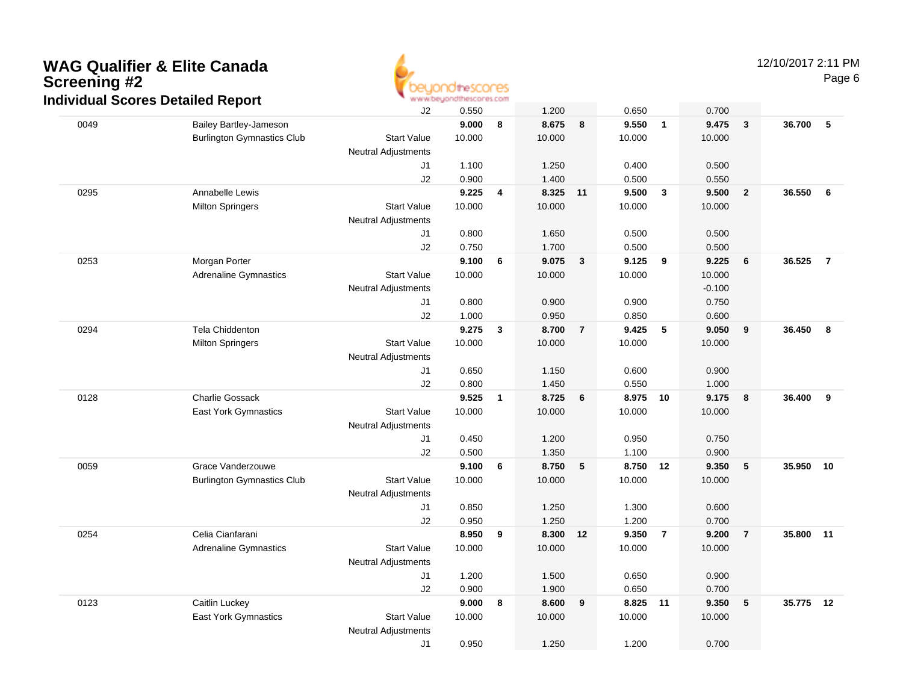# WAG Qualifier & Elite Canada Screening #2

## Individual Scores Detailed Report

12/10/2017 2:11 PM

| # | Name / Club | | Vault | Rank | Bars | Rank | Beam | Rank | Floor | Rank | AA | Rank |
|---|---|---|---|---|---|---|---|---|---|---|---|---|
| | | J2 | 0.550 | | 1.200 | | 0.650 | | 0.700 | | | |
| 0049 | Bailey Bartley-Jameson | | **9.000** | **8** | **8.675** | **8** | **9.550** | **1** | **9.475** | **3** | **36.700** | **5** |
| | Burlington Gymnastics Club | Start Value | 10.000 | | 10.000 | | 10.000 | | 10.000 | | | |
| | | Neutral Adjustments | | | | | | | | | | |
| | | J1 | 1.100 | | 1.250 | | 0.400 | | 0.500 | | | |
| | | J2 | 0.900 | | 1.400 | | 0.500 | | 0.550 | | | |
| 0295 | Annabelle Lewis | | **9.225** | **4** | **8.325** | **11** | **9.500** | **3** | **9.500** | **2** | **36.550** | **6** |
| | Milton Springers | Start Value | 10.000 | | 10.000 | | 10.000 | | 10.000 | | | |
| | | Neutral Adjustments | | | | | | | | | | |
| | | J1 | 0.800 | | 1.650 | | 0.500 | | 0.500 | | | |
| | | J2 | 0.750 | | 1.700 | | 0.500 | | 0.500 | | | |
| 0253 | Morgan Porter | | **9.100** | **6** | **9.075** | **3** | **9.125** | **9** | **9.225** | **6** | **36.525** | **7** |
| | Adrenaline Gymnastics | Start Value | 10.000 | | 10.000 | | 10.000 | | 10.000 | | | |
| | | Neutral Adjustments | | | | | | | -0.100 | | | |
| | | J1 | 0.800 | | 0.900 | | 0.900 | | 0.750 | | | |
| | | J2 | 1.000 | | 0.950 | | 0.850 | | 0.600 | | | |
| 0294 | Tela Chiddenton | | **9.275** | **3** | **8.700** | **7** | **9.425** | **5** | **9.050** | **9** | **36.450** | **8** |
| | Milton Springers | Start Value | 10.000 | | 10.000 | | 10.000 | | 10.000 | | | |
| | | Neutral Adjustments | | | | | | | | | | |
| | | J1 | 0.650 | | 1.150 | | 0.600 | | 0.900 | | | |
| | | J2 | 0.800 | | 1.450 | | 0.550 | | 1.000 | | | |
| 0128 | Charlie Gossack | | **9.525** | **1** | **8.725** | **6** | **8.975** | **10** | **9.175** | **8** | **36.400** | **9** |
| | East York Gymnastics | Start Value | 10.000 | | 10.000 | | 10.000 | | 10.000 | | | |
| | | Neutral Adjustments | | | | | | | | | | |
| | | J1 | 0.450 | | 1.200 | | 0.950 | | 0.750 | | | |
| | | J2 | 0.500 | | 1.350 | | 1.100 | | 0.900 | | | |
| 0059 | Grace Vanderzouwe | | **9.100** | **6** | **8.750** | **5** | **8.750** | **12** | **9.350** | **5** | **35.950** | **10** |
| | Burlington Gymnastics Club | Start Value | 10.000 | | 10.000 | | 10.000 | | 10.000 | | | |
| | | Neutral Adjustments | | | | | | | | | | |
| | | J1 | 0.850 | | 1.250 | | 1.300 | | 0.600 | | | |
| | | J2 | 0.950 | | 1.250 | | 1.200 | | 0.700 | | | |
| 0254 | Celia Cianfarani | | **8.950** | **9** | **8.300** | **12** | **9.350** | **7** | **9.200** | **7** | **35.800** | **11** |
| | Adrenaline Gymnastics | Start Value | 10.000 | | 10.000 | | 10.000 | | 10.000 | | | |
| | | Neutral Adjustments | | | | | | | | | | |
| | | J1 | 1.200 | | 1.500 | | 0.650 | | 0.900 | | | |
| | | J2 | 0.900 | | 1.900 | | 0.650 | | 0.700 | | | |
| 0123 | Caitlin Luckey | | **9.000** | **8** | **8.600** | **9** | **8.825** | **11** | **9.350** | **5** | **35.775** | **12** |
| | East York Gymnastics | Start Value | 10.000 | | 10.000 | | 10.000 | | 10.000 | | | |
| | | Neutral Adjustments | | | | | | | | | | |
| | | J1 | 0.950 | | 1.250 | | 1.200 | | 0.700 | | | |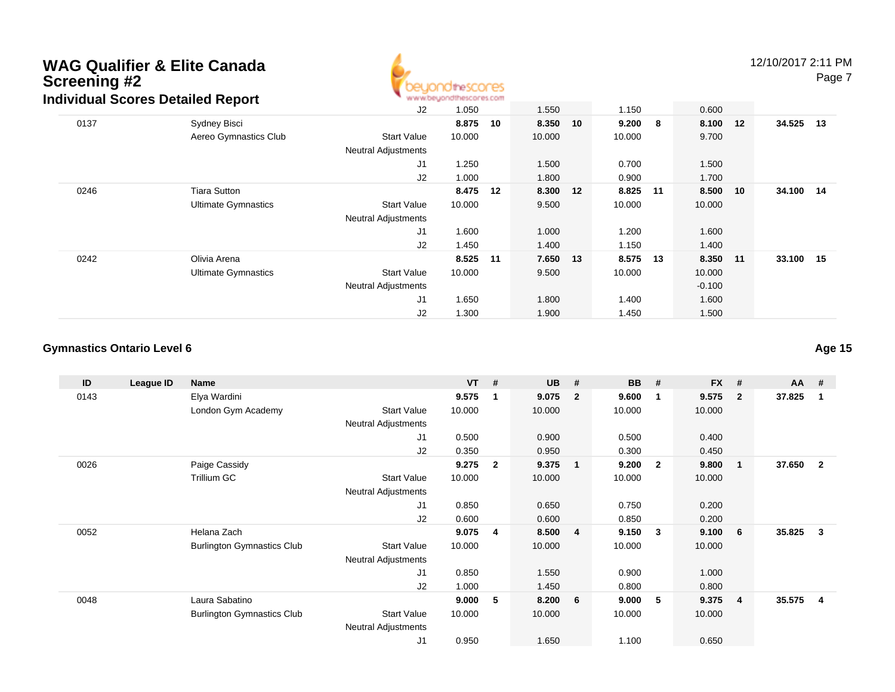# WAG Qualifier & Elite Canada Screening #2

## Individual Scores Detailed Report

| ID | League ID | Name | | VT | # | UB | # | BB | # | FX | # | AA | # |
|---|---|---|---|---|---|---|---|---|---|---|---|---|---|
| | | | J2 | 1.050 | | 1.550 | | 1.150 | | 0.600 | | | |
| 0137 | | Sydney Bisci | | **8.875** | **10** | **8.350** | **10** | **9.200** | **8** | **8.100** | **12** | **34.525** | **13** |
| | | Aereo Gymnastics Club | Start Value | 10.000 | | 10.000 | | 10.000 | | 9.700 | | | |
| | | | Neutral Adjustments | | | | | | | | | | |
| | | | J1 | 1.250 | | 1.500 | | 0.700 | | 1.500 | | | |
| | | | J2 | 1.000 | | 1.800 | | 0.900 | | 1.700 | | | |
| 0246 | | Tiara Sutton | | **8.475** | **12** | **8.300** | **12** | **8.825** | **11** | **8.500** | **10** | **34.100** | **14** |
| | | Ultimate Gymnastics | Start Value | 10.000 | | 9.500 | | 10.000 | | 10.000 | | | |
| | | | Neutral Adjustments | | | | | | | | | | |
| | | | J1 | 1.600 | | 1.000 | | 1.200 | | 1.600 | | | |
| | | | J2 | 1.450 | | 1.400 | | 1.150 | | 1.400 | | | |
| 0242 | | Olivia Arena | | **8.525** | **11** | **7.650** | **13** | **8.575** | **13** | **8.350** | **11** | **33.100** | **15** |
| | | Ultimate Gymnastics | Start Value | 10.000 | | 9.500 | | 10.000 | | 10.000 | | | |
| | | | Neutral Adjustments | | | | | | | -0.100 | | | |
| | | | J1 | 1.650 | | 1.800 | | 1.400 | | 1.600 | | | |
| | | | J2 | 1.300 | | 1.900 | | 1.450 | | 1.500 | | | |

### Gymnastics Ontario Level 6

**Age 15**

| ID | League ID | Name | | VT | # | UB | # | BB | # | FX | # | AA | # |
|---|---|---|---|---|---|---|---|---|---|---|---|---|---|
| 0143 | | Elya Wardini | | **9.575** | **1** | **9.075** | **2** | **9.600** | **1** | **9.575** | **2** | **37.825** | **1** |
| | | London Gym Academy | Start Value | 10.000 | | 10.000 | | 10.000 | | 10.000 | | | |
| | | | Neutral Adjustments | | | | | | | | | | |
| | | | J1 | 0.500 | | 0.900 | | 0.500 | | 0.400 | | | |
| | | | J2 | 0.350 | | 0.950 | | 0.300 | | 0.450 | | | |
| 0026 | | Paige Cassidy | | **9.275** | **2** | **9.375** | **1** | **9.200** | **2** | **9.800** | **1** | **37.650** | **2** |
| | | Trillium GC | Start Value | 10.000 | | 10.000 | | 10.000 | | 10.000 | | | |
| | | | Neutral Adjustments | | | | | | | | | | |
| | | | J1 | 0.850 | | 0.650 | | 0.750 | | 0.200 | | | |
| | | | J2 | 0.600 | | 0.600 | | 0.850 | | 0.200 | | | |
| 0052 | | Helana Zach | | **9.075** | **4** | **8.500** | **4** | **9.150** | **3** | **9.100** | **6** | **35.825** | **3** |
| | | Burlington Gymnastics Club | Start Value | 10.000 | | 10.000 | | 10.000 | | 10.000 | | | |
| | | | Neutral Adjustments | | | | | | | | | | |
| | | | J1 | 0.850 | | 1.550 | | 0.900 | | 1.000 | | | |
| | | | J2 | 1.000 | | 1.450 | | 0.800 | | 0.800 | | | |
| 0048 | | Laura Sabatino | | **9.000** | **5** | **8.200** | **6** | **9.000** | **5** | **9.375** | **4** | **35.575** | **4** |
| | | Burlington Gymnastics Club | Start Value | 10.000 | | 10.000 | | 10.000 | | 10.000 | | | |
| | | | Neutral Adjustments | | | | | | | | | | |
| | | | J1 | 0.950 | | 1.650 | | 1.100 | | 0.650 | | | |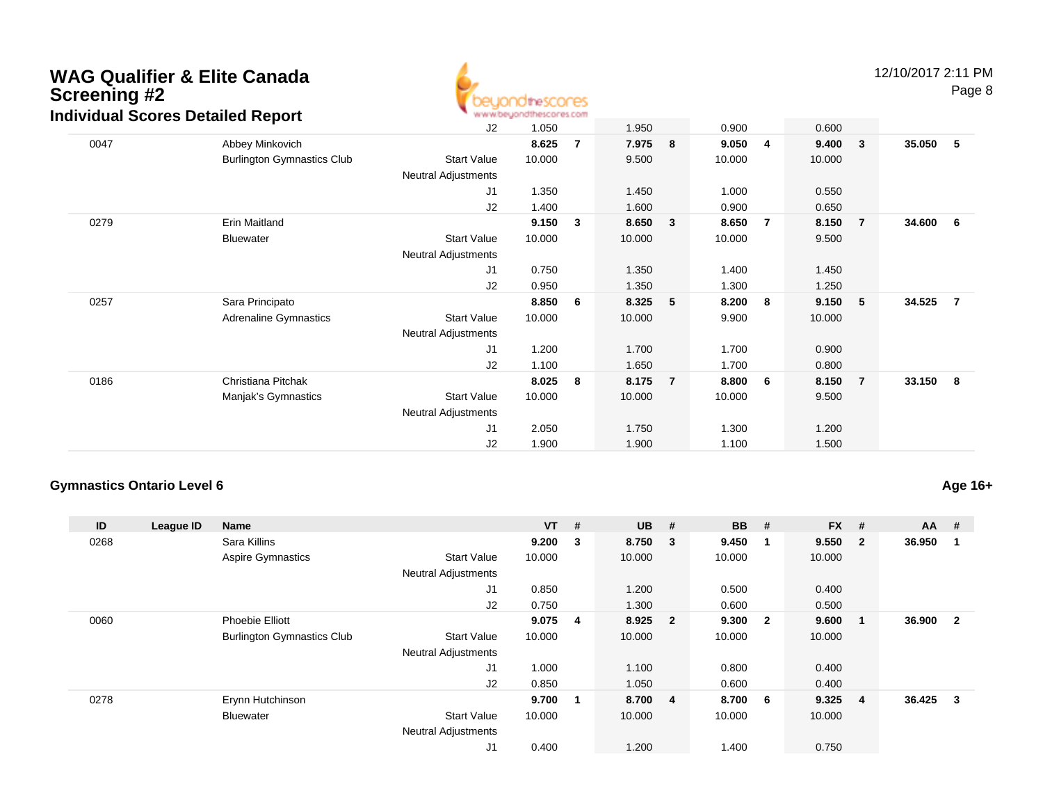# WAG Qualifier & Elite Canada Screening #2

## Individual Scores Detailed Report

12/10/2017 2:11 PM

| ID | League ID | Name | | VT | # | UB | # | BB | # | FX | # | AA | # |
|---|---|---|---|---|---|---|---|---|---|---|---|---|---|
| | | | J2 | 1.050 | | 1.950 | | 0.900 | | 0.600 | | | |
| 0047 | | Abbey Minkovich | | **8.625** | **7** | **7.975** | **8** | **9.050** | **4** | **9.400** | **3** | **35.050** | **5** |
| | | Burlington Gymnastics Club | Start Value | 10.000 | | 9.500 | | 10.000 | | 10.000 | | | |
| | | | Neutral Adjustments | | | | | | | | | | |
| | | | J1 | 1.350 | | 1.450 | | 1.000 | | 0.550 | | | |
| | | | J2 | 1.400 | | 1.600 | | 0.900 | | 0.650 | | | |
| 0279 | | Erin Maitland | | **9.150** | **3** | **8.650** | **3** | **8.650** | **7** | **8.150** | **7** | **34.600** | **6** |
| | | Bluewater | Start Value | 10.000 | | 10.000 | | 10.000 | | 9.500 | | | |
| | | | Neutral Adjustments | | | | | | | | | | |
| | | | J1 | 0.750 | | 1.350 | | 1.400 | | 1.450 | | | |
| | | | J2 | 0.950 | | 1.350 | | 1.300 | | 1.250 | | | |
| 0257 | | Sara Principato | | **8.850** | **6** | **8.325** | **5** | **8.200** | **8** | **9.150** | **5** | **34.525** | **7** |
| | | Adrenaline Gymnastics | Start Value | 10.000 | | 10.000 | | 9.900 | | 10.000 | | | |
| | | | Neutral Adjustments | | | | | | | | | | |
| | | | J1 | 1.200 | | 1.700 | | 1.700 | | 0.900 | | | |
| | | | J2 | 1.100 | | 1.650 | | 1.700 | | 0.800 | | | |
| 0186 | | Christiana Pitchak | | **8.025** | **8** | **8.175** | **7** | **8.800** | **6** | **8.150** | **7** | **33.150** | **8** |
| | | Manjak's Gymnastics | Start Value | 10.000 | | 10.000 | | 10.000 | | 9.500 | | | |
| | | | Neutral Adjustments | | | | | | | | | | |
| | | | J1 | 2.050 | | 1.750 | | 1.300 | | 1.200 | | | |
| | | | J2 | 1.900 | | 1.900 | | 1.100 | | 1.500 | | | |

### Gymnastics Ontario Level 6

**Age 16+**

| ID | League ID | Name | | VT | # | UB | # | BB | # | FX | # | AA | # |
|---|---|---|---|---|---|---|---|---|---|---|---|---|---|
| 0268 | | Sara Killins | | **9.200** | **3** | **8.750** | **3** | **9.450** | **1** | **9.550** | **2** | **36.950** | **1** |
| | | Aspire Gymnastics | Start Value | 10.000 | | 10.000 | | 10.000 | | 10.000 | | | |
| | | | Neutral Adjustments | | | | | | | | | | |
| | | | J1 | 0.850 | | 1.200 | | 0.500 | | 0.400 | | | |
| | | | J2 | 0.750 | | 1.300 | | 0.600 | | 0.500 | | | |
| 0060 | | Phoebie Elliott | | **9.075** | **4** | **8.925** | **2** | **9.300** | **2** | **9.600** | **1** | **36.900** | **2** |
| | | Burlington Gymnastics Club | Start Value | 10.000 | | 10.000 | | 10.000 | | 10.000 | | | |
| | | | Neutral Adjustments | | | | | | | | | | |
| | | | J1 | 1.000 | | 1.100 | | 0.800 | | 0.400 | | | |
| | | | J2 | 0.850 | | 1.050 | | 0.600 | | 0.400 | | | |
| 0278 | | Erynn Hutchinson | | **9.700** | **1** | **8.700** | **4** | **8.700** | **6** | **9.325** | **4** | **36.425** | **3** |
| | | Bluewater | Start Value | 10.000 | | 10.000 | | 10.000 | | 10.000 | | | |
| | | | Neutral Adjustments | | | | | | | | | | |
| | | | J1 | 0.400 | | 1.200 | | 1.400 | | 0.750 | | | |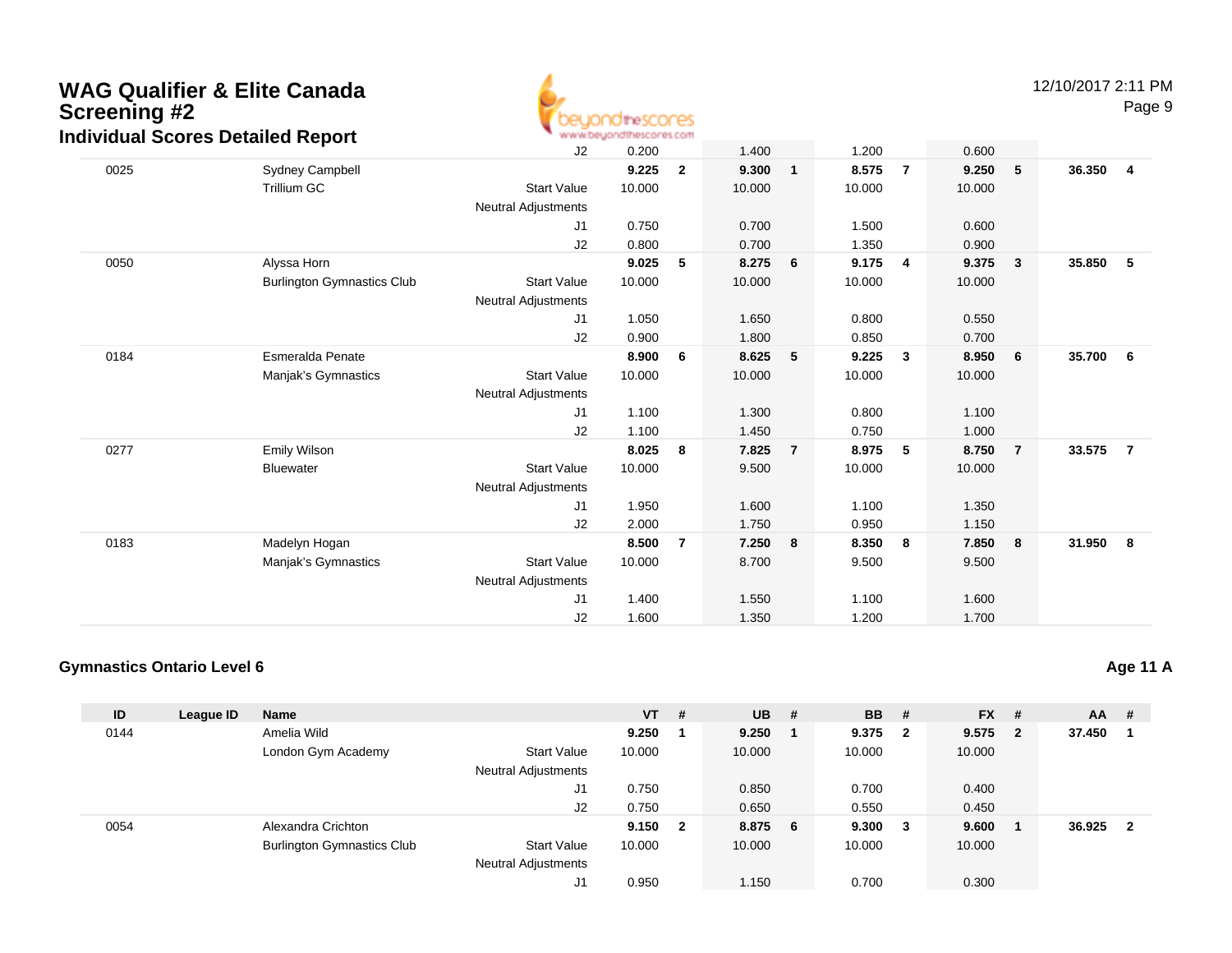# WAG Qualifier & Elite Canada Screening #2

## Individual Scores Detailed Report

| ID | League ID | Name | | VT | # | UB | # | BB | # | FX | # | AA | # |
|---|---|---|---|---|---|---|---|---|---|---|---|---|---|
| | | | J2 | 0.200 | | 1.400 | | 1.200 | | 0.600 | | | |
| 0025 | | Sydney Campbell | | **9.225** | **2** | **9.300** | **1** | **8.575** | **7** | **9.250** | **5** | **36.350** | **4** |
| | | Trillium GC | Start Value | 10.000 | | 10.000 | | 10.000 | | 10.000 | | | |
| | | | Neutral Adjustments | | | | | | | | | | |
| | | | J1 | 0.750 | | 0.700 | | 1.500 | | 0.600 | | | |
| | | | J2 | 0.800 | | 0.700 | | 1.350 | | 0.900 | | | |
| 0050 | | Alyssa Horn | | **9.025** | **5** | **8.275** | **6** | **9.175** | **4** | **9.375** | **3** | **35.850** | **5** |
| | | Burlington Gymnastics Club | Start Value | 10.000 | | 10.000 | | 10.000 | | 10.000 | | | |
| | | | Neutral Adjustments | | | | | | | | | | |
| | | | J1 | 1.050 | | 1.650 | | 0.800 | | 0.550 | | | |
| | | | J2 | 0.900 | | 1.800 | | 0.850 | | 0.700 | | | |
| 0184 | | Esmeralda Penate | | **8.900** | **6** | **8.625** | **5** | **9.225** | **3** | **8.950** | **6** | **35.700** | **6** |
| | | Manjak's Gymnastics | Start Value | 10.000 | | 10.000 | | 10.000 | | 10.000 | | | |
| | | | Neutral Adjustments | | | | | | | | | | |
| | | | J1 | 1.100 | | 1.300 | | 0.800 | | 1.100 | | | |
| | | | J2 | 1.100 | | 1.450 | | 0.750 | | 1.000 | | | |
| 0277 | | Emily Wilson | | **8.025** | **8** | **7.825** | **7** | **8.975** | **5** | **8.750** | **7** | **33.575** | **7** |
| | | Bluewater | Start Value | 10.000 | | 9.500 | | 10.000 | | 10.000 | | | |
| | | | Neutral Adjustments | | | | | | | | | | |
| | | | J1 | 1.950 | | 1.600 | | 1.100 | | 1.350 | | | |
| | | | J2 | 2.000 | | 1.750 | | 0.950 | | 1.150 | | | |
| 0183 | | Madelyn Hogan | | **8.500** | **7** | **7.250** | **8** | **8.350** | **8** | **7.850** | **8** | **31.950** | **8** |
| | | Manjak's Gymnastics | Start Value | 10.000 | | 8.700 | | 9.500 | | 9.500 | | | |
| | | | Neutral Adjustments | | | | | | | | | | |
| | | | J1 | 1.400 | | 1.550 | | 1.100 | | 1.600 | | | |
| | | | J2 | 1.600 | | 1.350 | | 1.200 | | 1.700 | | | |

### Gymnastics Ontario Level 6 — Age 11 A

| ID | League ID | Name | | VT | # | UB | # | BB | # | FX | # | AA | # |
|---|---|---|---|---|---|---|---|---|---|---|---|---|---|
| 0144 | | Amelia Wild | | **9.250** | **1** | **9.250** | **1** | **9.375** | **2** | **9.575** | **2** | **37.450** | **1** |
| | | London Gym Academy | Start Value | 10.000 | | 10.000 | | 10.000 | | 10.000 | | | |
| | | | Neutral Adjustments | | | | | | | | | | |
| | | | J1 | 0.750 | | 0.850 | | 0.700 | | 0.400 | | | |
| | | | J2 | 0.750 | | 0.650 | | 0.550 | | 0.450 | | | |
| 0054 | | Alexandra Crichton | | **9.150** | **2** | **8.875** | **6** | **9.300** | **3** | **9.600** | **1** | **36.925** | **2** |
| | | Burlington Gymnastics Club | Start Value | 10.000 | | 10.000 | | 10.000 | | 10.000 | | | |
| | | | Neutral Adjustments | | | | | | | | | | |
| | | | J1 | 0.950 | | 1.150 | | 0.700 | | 0.300 | | | |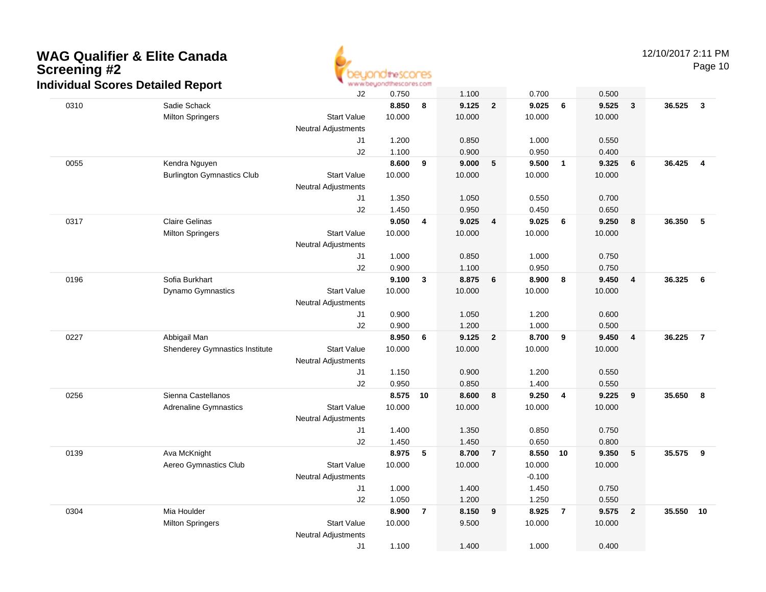# WAG Qualifier & Elite Canada Screening #2

## Individual Scores Detailed Report

| | | | | | | | | | | | | |
|---|---|---|---|---|---|---|---|---|---|---|---|---|
| | | J2 | 0.750 | | 1.100 | | 0.700 | | 0.500 | | | |
| 0310 | Sadie Schack | | **8.850** | **8** | **9.125** | **2** | **9.025** | **6** | **9.525** | **3** | **36.525** | **3** |
| | Milton Springers | Start Value | 10.000 | | 10.000 | | 10.000 | | 10.000 | | | |
| | | Neutral Adjustments | | | | | | | | | | |
| | | J1 | 1.200 | | 0.850 | | 1.000 | | 0.550 | | | |
| | | J2 | 1.100 | | 0.900 | | 0.950 | | 0.400 | | | |
| 0055 | Kendra Nguyen | | **8.600** | **9** | **9.000** | **5** | **9.500** | **1** | **9.325** | **6** | **36.425** | **4** |
| | Burlington Gymnastics Club | Start Value | 10.000 | | 10.000 | | 10.000 | | 10.000 | | | |
| | | Neutral Adjustments | | | | | | | | | | |
| | | J1 | 1.350 | | 1.050 | | 0.550 | | 0.700 | | | |
| | | J2 | 1.450 | | 0.950 | | 0.450 | | 0.650 | | | |
| 0317 | Claire Gelinas | | **9.050** | **4** | **9.025** | **4** | **9.025** | **6** | **9.250** | **8** | **36.350** | **5** |
| | Milton Springers | Start Value | 10.000 | | 10.000 | | 10.000 | | 10.000 | | | |
| | | Neutral Adjustments | | | | | | | | | | |
| | | J1 | 1.000 | | 0.850 | | 1.000 | | 0.750 | | | |
| | | J2 | 0.900 | | 1.100 | | 0.950 | | 0.750 | | | |
| 0196 | Sofia Burkhart | | **9.100** | **3** | **8.875** | **6** | **8.900** | **8** | **9.450** | **4** | **36.325** | **6** |
| | Dynamo Gymnastics | Start Value | 10.000 | | 10.000 | | 10.000 | | 10.000 | | | |
| | | Neutral Adjustments | | | | | | | | | | |
| | | J1 | 0.900 | | 1.050 | | 1.200 | | 0.600 | | | |
| | | J2 | 0.900 | | 1.200 | | 1.000 | | 0.500 | | | |
| 0227 | Abbigail Man | | **8.950** | **6** | **9.125** | **2** | **8.700** | **9** | **9.450** | **4** | **36.225** | **7** |
| | Shenderey Gymnastics Institute | Start Value | 10.000 | | 10.000 | | 10.000 | | 10.000 | | | |
| | | Neutral Adjustments | | | | | | | | | | |
| | | J1 | 1.150 | | 0.900 | | 1.200 | | 0.550 | | | |
| | | J2 | 0.950 | | 0.850 | | 1.400 | | 0.550 | | | |
| 0256 | Sienna Castellanos | | **8.575** | **10** | **8.600** | **8** | **9.250** | **4** | **9.225** | **9** | **35.650** | **8** |
| | Adrenaline Gymnastics | Start Value | 10.000 | | 10.000 | | 10.000 | | 10.000 | | | |
| | | Neutral Adjustments | | | | | | | | | | |
| | | J1 | 1.400 | | 1.350 | | 0.850 | | 0.750 | | | |
| | | J2 | 1.450 | | 1.450 | | 0.650 | | 0.800 | | | |
| 0139 | Ava McKnight | | **8.975** | **5** | **8.700** | **7** | **8.550** | **10** | **9.350** | **5** | **35.575** | **9** |
| | Aereo Gymnastics Club | Start Value | 10.000 | | 10.000 | | 10.000 | | 10.000 | | | |
| | | Neutral Adjustments | | | | | -0.100 | | | | | |
| | | J1 | 1.000 | | 1.400 | | 1.450 | | 0.750 | | | |
| | | J2 | 1.050 | | 1.200 | | 1.250 | | 0.550 | | | |
| 0304 | Mia Houlder | | **8.900** | **7** | **8.150** | **9** | **8.925** | **7** | **9.575** | **2** | **35.550** | **10** |
| | Milton Springers | Start Value | 10.000 | | 9.500 | | 10.000 | | 10.000 | | | |
| | | Neutral Adjustments | | | | | | | | | | |
| | | J1 | 1.100 | | 1.400 | | 1.000 | | 0.400 | | | |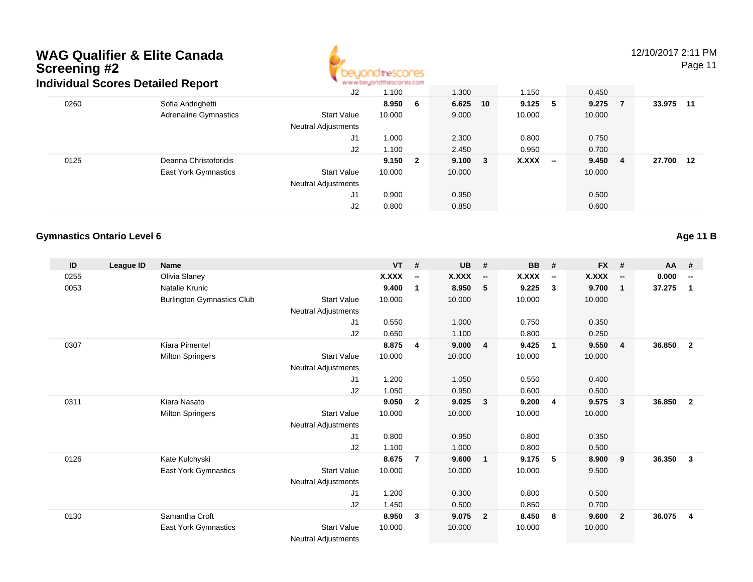# WAG Qualifier & Elite Canada Screening #2

## Individual Scores Detailed Report

| ID | League ID | Name | | VT | # | UB | # | BB | # | FX | # | AA | # |
|---|---|---|---|---|---|---|---|---|---|---|---|---|---|
| | | | J2 | 1.100 | | 1.300 | | 1.150 | | 0.450 | | | |
| 0260 | | Sofia Andrighetti | | **8.950** | **6** | **6.625** | **10** | **9.125** | **5** | **9.275** | **7** | **33.975** | **11** |
| | | Adrenaline Gymnastics | Start Value | 10.000 | | 9.000 | | 10.000 | | 10.000 | | | |
| | | | Neutral Adjustments | | | | | | | | | | |
| | | | J1 | 1.000 | | 2.300 | | 0.800 | | 0.750 | | | |
| | | | J2 | 1.100 | | 2.450 | | 0.950 | | 0.700 | | | |
| 0125 | | Deanna Christoforidis | | **9.150** | **2** | **9.100** | **3** | **X.XXX** | **--** | **9.450** | **4** | **27.700** | **12** |
| | | East York Gymnastics | Start Value | 10.000 | | 10.000 | | | | 10.000 | | | |
| | | | Neutral Adjustments | | | | | | | | | | |
| | | | J1 | 0.900 | | 0.950 | | | | 0.500 | | | |
| | | | J2 | 0.800 | | 0.850 | | | | 0.600 | | | |

### Gymnastics Ontario Level 6

**Age 11 B**

| ID | League ID | Name | | VT | # | UB | # | BB | # | FX | # | AA | # |
|---|---|---|---|---|---|---|---|---|---|---|---|---|---|
| 0255 | | Olivia Slaney | | **X.XXX** | **--** | **X.XXX** | **--** | **X.XXX** | **--** | **X.XXX** | **--** | **0.000** | **--** |
| 0053 | | Natalie Krunic | | **9.400** | **1** | **8.950** | **5** | **9.225** | **3** | **9.700** | **1** | **37.275** | **1** |
| | | Burlington Gymnastics Club | Start Value | 10.000 | | 10.000 | | 10.000 | | 10.000 | | | |
| | | | Neutral Adjustments | | | | | | | | | | |
| | | | J1 | 0.550 | | 1.000 | | 0.750 | | 0.350 | | | |
| | | | J2 | 0.650 | | 1.100 | | 0.800 | | 0.250 | | | |
| 0307 | | Kiara Pimentel | | **8.875** | **4** | **9.000** | **4** | **9.425** | **1** | **9.550** | **4** | **36.850** | **2** |
| | | Milton Springers | Start Value | 10.000 | | 10.000 | | 10.000 | | 10.000 | | | |
| | | | Neutral Adjustments | | | | | | | | | | |
| | | | J1 | 1.200 | | 1.050 | | 0.550 | | 0.400 | | | |
| | | | J2 | 1.050 | | 0.950 | | 0.600 | | 0.500 | | | |
| 0311 | | Kiara Nasato | | **9.050** | **2** | **9.025** | **3** | **9.200** | **4** | **9.575** | **3** | **36.850** | **2** |
| | | Milton Springers | Start Value | 10.000 | | 10.000 | | 10.000 | | 10.000 | | | |
| | | | Neutral Adjustments | | | | | | | | | | |
| | | | J1 | 0.800 | | 0.950 | | 0.800 | | 0.350 | | | |
| | | | J2 | 1.100 | | 1.000 | | 0.800 | | 0.500 | | | |
| 0126 | | Kate Kulchyski | | **8.675** | **7** | **9.600** | **1** | **9.175** | **5** | **8.900** | **9** | **36.350** | **3** |
| | | East York Gymnastics | Start Value | 10.000 | | 10.000 | | 10.000 | | 9.500 | | | |
| | | | Neutral Adjustments | | | | | | | | | | |
| | | | J1 | 1.200 | | 0.300 | | 0.800 | | 0.500 | | | |
| | | | J2 | 1.450 | | 0.500 | | 0.850 | | 0.700 | | | |
| 0130 | | Samantha Croft | | **8.950** | **3** | **9.075** | **2** | **8.450** | **8** | **9.600** | **2** | **36.075** | **4** |
| | | East York Gymnastics | Start Value | 10.000 | | 10.000 | | 10.000 | | 10.000 | | | |
| | | | Neutral Adjustments | | | | | | | | | | |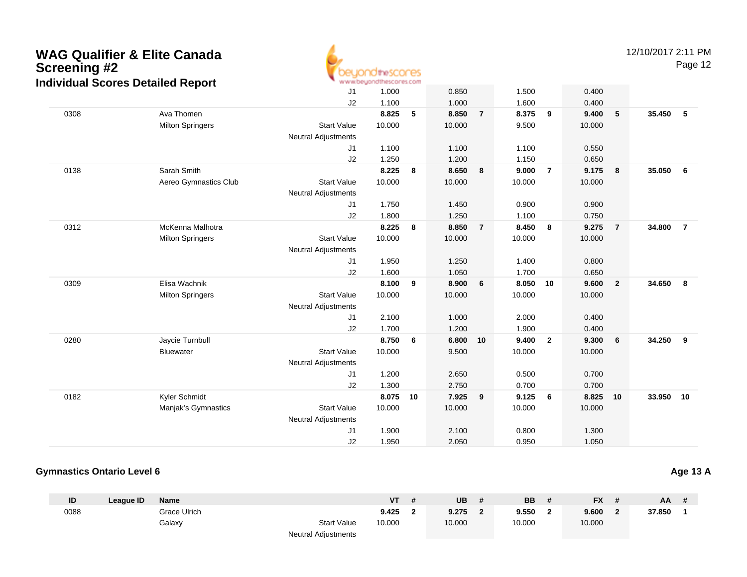# WAG Qualifier & Elite Canada Screening #2

## Individual Scores Detailed Report

| ID | League ID | Name | | VT | # | UB | # | BB | # | FX | # | AA | # |
|---|---|---|---|---|---|---|---|---|---|---|---|---|---|
| | | | J1 | 1.000 | | 0.850 | | 1.500 | | 0.400 | | | |
| | | | J2 | 1.100 | | 1.000 | | 1.600 | | 0.400 | | | |
| 0308 | | Ava Thomen | | **8.825** | **5** | **8.850** | **7** | **8.375** | **9** | **9.400** | **5** | **35.450** | **5** |
| | | Milton Springers | Start Value | 10.000 | | 10.000 | | 9.500 | | 10.000 | | | |
| | | | Neutral Adjustments | | | | | | | | | | |
| | | | J1 | 1.100 | | 1.100 | | 1.100 | | 0.550 | | | |
| | | | J2 | 1.250 | | 1.200 | | 1.150 | | 0.650 | | | |
| 0138 | | Sarah Smith | | **8.225** | **8** | **8.650** | **8** | **9.000** | **7** | **9.175** | **8** | **35.050** | **6** |
| | | Aereo Gymnastics Club | Start Value | 10.000 | | 10.000 | | 10.000 | | 10.000 | | | |
| | | | Neutral Adjustments | | | | | | | | | | |
| | | | J1 | 1.750 | | 1.450 | | 0.900 | | 0.900 | | | |
| | | | J2 | 1.800 | | 1.250 | | 1.100 | | 0.750 | | | |
| 0312 | | McKenna Malhotra | | **8.225** | **8** | **8.850** | **7** | **8.450** | **8** | **9.275** | **7** | **34.800** | **7** |
| | | Milton Springers | Start Value | 10.000 | | 10.000 | | 10.000 | | 10.000 | | | |
| | | | Neutral Adjustments | | | | | | | | | | |
| | | | J1 | 1.950 | | 1.250 | | 1.400 | | 0.800 | | | |
| | | | J2 | 1.600 | | 1.050 | | 1.700 | | 0.650 | | | |
| 0309 | | Elisa Wachnik | | **8.100** | **9** | **8.900** | **6** | **8.050** | **10** | **9.600** | **2** | **34.650** | **8** |
| | | Milton Springers | Start Value | 10.000 | | 10.000 | | 10.000 | | 10.000 | | | |
| | | | Neutral Adjustments | | | | | | | | | | |
| | | | J1 | 2.100 | | 1.000 | | 2.000 | | 0.400 | | | |
| | | | J2 | 1.700 | | 1.200 | | 1.900 | | 0.400 | | | |
| 0280 | | Jaycie Turnbull | | **8.750** | **6** | **6.800** | **10** | **9.400** | **2** | **9.300** | **6** | **34.250** | **9** |
| | | Bluewater | Start Value | 10.000 | | 9.500 | | 10.000 | | 10.000 | | | |
| | | | Neutral Adjustments | | | | | | | | | | |
| | | | J1 | 1.200 | | 2.650 | | 0.500 | | 0.700 | | | |
| | | | J2 | 1.300 | | 2.750 | | 0.700 | | 0.700 | | | |
| 0182 | | Kyler Schmidt | | **8.075** | **10** | **7.925** | **9** | **9.125** | **6** | **8.825** | **10** | **33.950** | **10** |
| | | Manjak's Gymnastics | Start Value | 10.000 | | 10.000 | | 10.000 | | 10.000 | | | |
| | | | Neutral Adjustments | | | | | | | | | | |
| | | | J1 | 1.900 | | 2.100 | | 0.800 | | 1.300 | | | |
| | | | J2 | 1.950 | | 2.050 | | 0.950 | | 1.050 | | | |

### Gymnastics Ontario Level 6

**Age 13 A**

| ID | League ID | Name | | VT | # | UB | # | BB | # | FX | # | AA | # |
|---|---|---|---|---|---|---|---|---|---|---|---|---|---|
| 0088 | | Grace Ulrich | | **9.425** | **2** | **9.275** | **2** | **9.550** | **2** | **9.600** | **2** | **37.850** | **1** |
| | | Galaxy | Start Value | 10.000 | | 10.000 | | 10.000 | | 10.000 | | | |
| | | | Neutral Adjustments | | | | | | | | | | |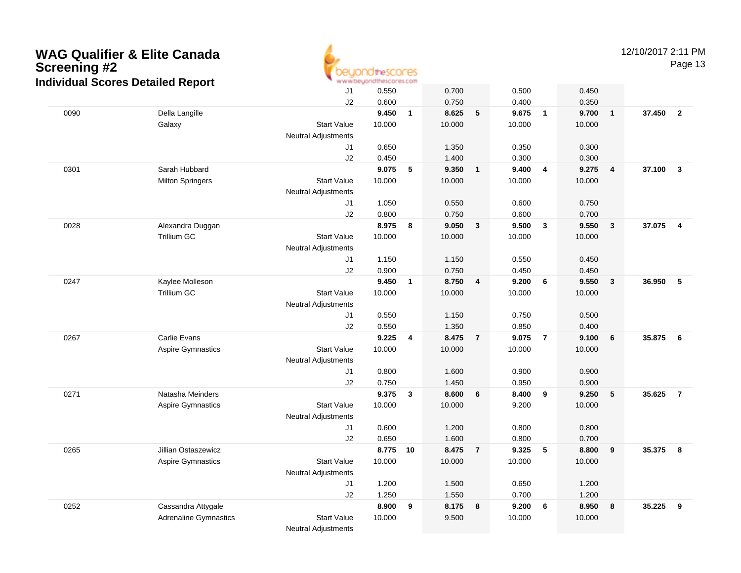# WAG Qualifier & Elite Canada Screening #2

## Individual Scores Detailed Report

12/10/2017 2:11 PM

| # | Name / Club | | Vault | Rk | Bars | Rk | Beam | Rk | Floor | Rk | AA | Rk |
|---|---|---|---|---|---|---|---|---|---|---|---|---|
| | | J1 | 0.550 | | 0.700 | | 0.500 | | 0.450 | | | |
| | | J2 | 0.600 | | 0.750 | | 0.400 | | 0.350 | | | |
| 0090 | Della Langille | | **9.450** | **1** | **8.625** | **5** | **9.675** | **1** | **9.700** | **1** | **37.450** | **2** |
| | Galaxy | Start Value | 10.000 | | 10.000 | | 10.000 | | 10.000 | | | |
| | | Neutral Adjustments | | | | | | | | | | |
| | | J1 | 0.650 | | 1.350 | | 0.350 | | 0.300 | | | |
| | | J2 | 0.450 | | 1.400 | | 0.300 | | 0.300 | | | |
| 0301 | Sarah Hubbard | | **9.075** | **5** | **9.350** | **1** | **9.400** | **4** | **9.275** | **4** | **37.100** | **3** |
| | Milton Springers | Start Value | 10.000 | | 10.000 | | 10.000 | | 10.000 | | | |
| | | Neutral Adjustments | | | | | | | | | | |
| | | J1 | 1.050 | | 0.550 | | 0.600 | | 0.750 | | | |
| | | J2 | 0.800 | | 0.750 | | 0.600 | | 0.700 | | | |
| 0028 | Alexandra Duggan | | **8.975** | **8** | **9.050** | **3** | **9.500** | **3** | **9.550** | **3** | **37.075** | **4** |
| | Trillium GC | Start Value | 10.000 | | 10.000 | | 10.000 | | 10.000 | | | |
| | | Neutral Adjustments | | | | | | | | | | |
| | | J1 | 1.150 | | 1.150 | | 0.550 | | 0.450 | | | |
| | | J2 | 0.900 | | 0.750 | | 0.450 | | 0.450 | | | |
| 0247 | Kaylee Molleson | | **9.450** | **1** | **8.750** | **4** | **9.200** | **6** | **9.550** | **3** | **36.950** | **5** |
| | Trillium GC | Start Value | 10.000 | | 10.000 | | 10.000 | | 10.000 | | | |
| | | Neutral Adjustments | | | | | | | | | | |
| | | J1 | 0.550 | | 1.150 | | 0.750 | | 0.500 | | | |
| | | J2 | 0.550 | | 1.350 | | 0.850 | | 0.400 | | | |
| 0267 | Carlie Evans | | **9.225** | **4** | **8.475** | **7** | **9.075** | **7** | **9.100** | **6** | **35.875** | **6** |
| | Aspire Gymnastics | Start Value | 10.000 | | 10.000 | | 10.000 | | 10.000 | | | |
| | | Neutral Adjustments | | | | | | | | | | |
| | | J1 | 0.800 | | 1.600 | | 0.900 | | 0.900 | | | |
| | | J2 | 0.750 | | 1.450 | | 0.950 | | 0.900 | | | |
| 0271 | Natasha Meinders | | **9.375** | **3** | **8.600** | **6** | **8.400** | **9** | **9.250** | **5** | **35.625** | **7** |
| | Aspire Gymnastics | Start Value | 10.000 | | 10.000 | | 9.200 | | 10.000 | | | |
| | | Neutral Adjustments | | | | | | | | | | |
| | | J1 | 0.600 | | 1.200 | | 0.800 | | 0.800 | | | |
| | | J2 | 0.650 | | 1.600 | | 0.800 | | 0.700 | | | |
| 0265 | Jillian Ostaszewicz | | **8.775** | **10** | **8.475** | **7** | **9.325** | **5** | **8.800** | **9** | **35.375** | **8** |
| | Aspire Gymnastics | Start Value | 10.000 | | 10.000 | | 10.000 | | 10.000 | | | |
| | | Neutral Adjustments | | | | | | | | | | |
| | | J1 | 1.200 | | 1.500 | | 0.650 | | 1.200 | | | |
| | | J2 | 1.250 | | 1.550 | | 0.700 | | 1.200 | | | |
| 0252 | Cassandra Attygale | | **8.900** | **9** | **8.175** | **8** | **9.200** | **6** | **8.950** | **8** | **35.225** | **9** |
| | Adrenaline Gymnastics | Start Value | 10.000 | | 9.500 | | 10.000 | | 10.000 | | | |
| | | Neutral Adjustments | | | | | | | | | | |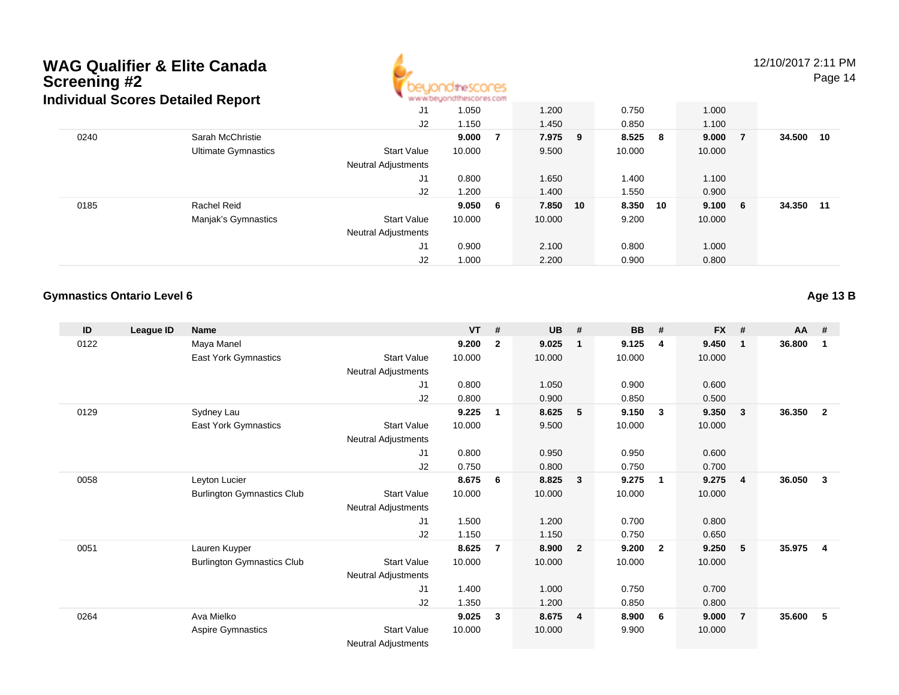# WAG Qualifier & Elite Canada Screening #2

## Individual Scores Detailed Report

| ID | League ID | Name | | VT | # | UB | # | BB | # | FX | # | AA | # |
|---|---|---|---|---|---|---|---|---|---|---|---|---|---|
| | | | J1 | 1.050 | | 1.200 | | 0.750 | | 1.000 | | | |
| | | | J2 | 1.150 | | 1.450 | | 0.850 | | 1.100 | | | |
| 0240 | | Sarah McChristie | | **9.000** | **7** | **7.975** | **9** | **8.525** | **8** | **9.000** | **7** | **34.500** | **10** |
| | | Ultimate Gymnastics | Start Value | 10.000 | | 9.500 | | 10.000 | | 10.000 | | | |
| | | | Neutral Adjustments | | | | | | | | | | |
| | | | J1 | 0.800 | | 1.650 | | 1.400 | | 1.100 | | | |
| | | | J2 | 1.200 | | 1.400 | | 1.550 | | 0.900 | | | |
| 0185 | | Rachel Reid | | **9.050** | **6** | **7.850** | **10** | **8.350** | **10** | **9.100** | **6** | **34.350** | **11** |
| | | Manjak's Gymnastics | Start Value | 10.000 | | 10.000 | | 9.200 | | 10.000 | | | |
| | | | Neutral Adjustments | | | | | | | | | | |
| | | | J1 | 0.900 | | 2.100 | | 0.800 | | 1.000 | | | |
| | | | J2 | 1.000 | | 2.200 | | 0.900 | | 0.800 | | | |

### Gymnastics Ontario Level 6

**Age 13 B**

| ID | League ID | Name | | VT | # | UB | # | BB | # | FX | # | AA | # |
|---|---|---|---|---|---|---|---|---|---|---|---|---|---|
| 0122 | | Maya Manel | | **9.200** | **2** | **9.025** | **1** | **9.125** | **4** | **9.450** | **1** | **36.800** | **1** |
| | | East York Gymnastics | Start Value | 10.000 | | 10.000 | | 10.000 | | 10.000 | | | |
| | | | Neutral Adjustments | | | | | | | | | | |
| | | | J1 | 0.800 | | 1.050 | | 0.900 | | 0.600 | | | |
| | | | J2 | 0.800 | | 0.900 | | 0.850 | | 0.500 | | | |
| 0129 | | Sydney Lau | | **9.225** | **1** | **8.625** | **5** | **9.150** | **3** | **9.350** | **3** | **36.350** | **2** |
| | | East York Gymnastics | Start Value | 10.000 | | 9.500 | | 10.000 | | 10.000 | | | |
| | | | Neutral Adjustments | | | | | | | | | | |
| | | | J1 | 0.800 | | 0.950 | | 0.950 | | 0.600 | | | |
| | | | J2 | 0.750 | | 0.800 | | 0.750 | | 0.700 | | | |
| 0058 | | Leyton Lucier | | **8.675** | **6** | **8.825** | **3** | **9.275** | **1** | **9.275** | **4** | **36.050** | **3** |
| | | Burlington Gymnastics Club | Start Value | 10.000 | | 10.000 | | 10.000 | | 10.000 | | | |
| | | | Neutral Adjustments | | | | | | | | | | |
| | | | J1 | 1.500 | | 1.200 | | 0.700 | | 0.800 | | | |
| | | | J2 | 1.150 | | 1.150 | | 0.750 | | 0.650 | | | |
| 0051 | | Lauren Kuyper | | **8.625** | **7** | **8.900** | **2** | **9.200** | **2** | **9.250** | **5** | **35.975** | **4** |
| | | Burlington Gymnastics Club | Start Value | 10.000 | | 10.000 | | 10.000 | | 10.000 | | | |
| | | | Neutral Adjustments | | | | | | | | | | |
| | | | J1 | 1.400 | | 1.000 | | 0.750 | | 0.700 | | | |
| | | | J2 | 1.350 | | 1.200 | | 0.850 | | 0.800 | | | |
| 0264 | | Ava Mielko | | **9.025** | **3** | **8.675** | **4** | **8.900** | **6** | **9.000** | **7** | **35.600** | **5** |
| | | Aspire Gymnastics | Start Value | 10.000 | | 10.000 | | 9.900 | | 10.000 | | | |
| | | | Neutral Adjustments | | | | | | | | | | |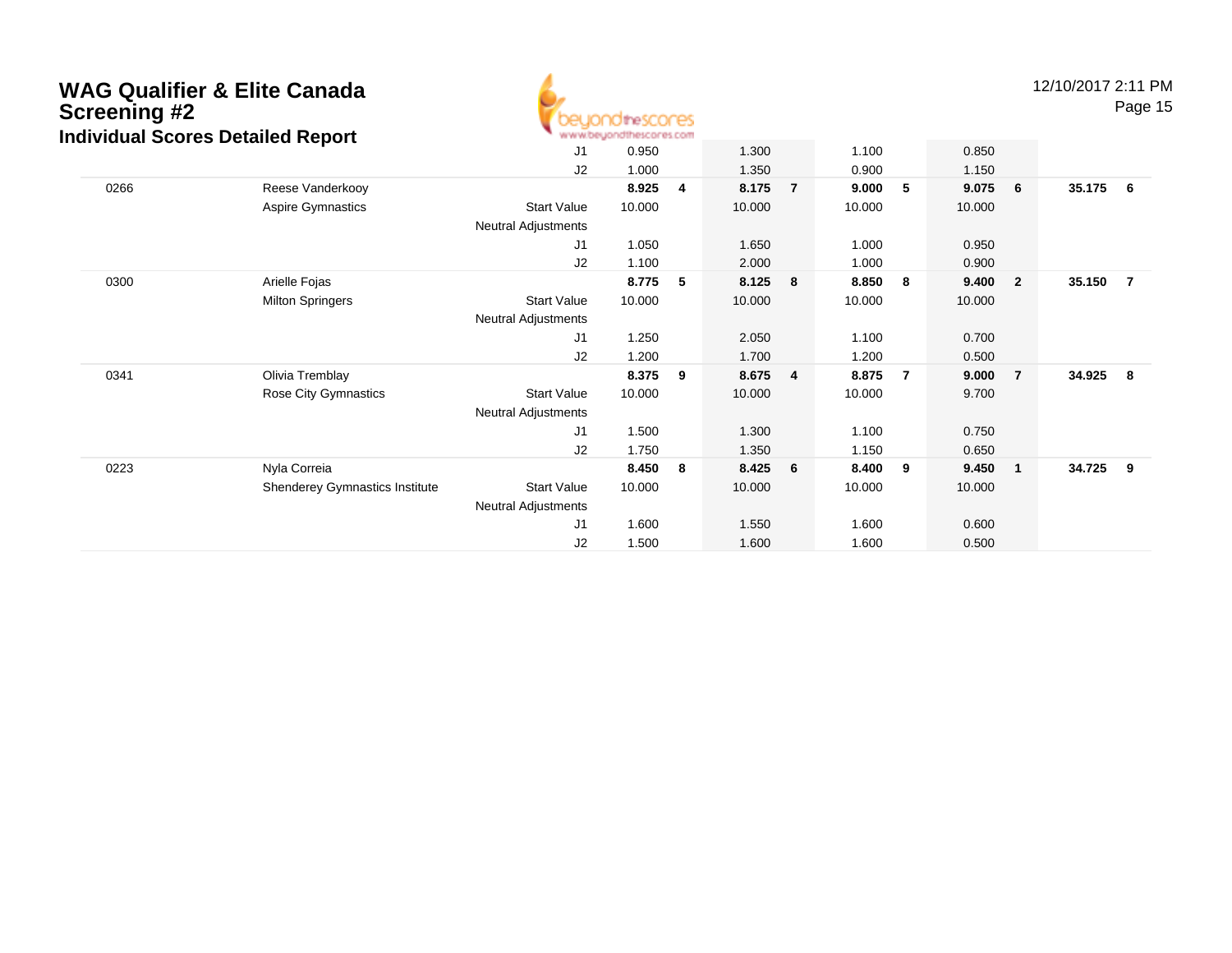# WAG Qualifier & Elite Canada Screening #2

## Individual Scores Detailed Report

12/10/2017 2:11 PM

| | | | | | | | | | | | | |
|---|---|---|---|---|---|---|---|---|---|---|---|---|
| | | J1 | 0.950 | | 1.300 | | 1.100 | | 0.850 | | | |
| | | J2 | 1.000 | | 1.350 | | 0.900 | | 1.150 | | | |
| 0266 | Reese Vanderkooy | | **8.925** | **4** | **8.175** | **7** | **9.000** | **5** | **9.075** | **6** | **35.175** | **6** |
| | Aspire Gymnastics | Start Value | 10.000 | | 10.000 | | 10.000 | | 10.000 | | | |
| | | Neutral Adjustments | | | | | | | | | | |
| | | J1 | 1.050 | | 1.650 | | 1.000 | | 0.950 | | | |
| | | J2 | 1.100 | | 2.000 | | 1.000 | | 0.900 | | | |
| 0300 | Arielle Fojas | | **8.775** | **5** | **8.125** | **8** | **8.850** | **8** | **9.400** | **2** | **35.150** | **7** |
| | Milton Springers | Start Value | 10.000 | | 10.000 | | 10.000 | | 10.000 | | | |
| | | Neutral Adjustments | | | | | | | | | | |
| | | J1 | 1.250 | | 2.050 | | 1.100 | | 0.700 | | | |
| | | J2 | 1.200 | | 1.700 | | 1.200 | | 0.500 | | | |
| 0341 | Olivia Tremblay | | **8.375** | **9** | **8.675** | **4** | **8.875** | **7** | **9.000** | **7** | **34.925** | **8** |
| | Rose City Gymnastics | Start Value | 10.000 | | 10.000 | | 10.000 | | 9.700 | | | |
| | | Neutral Adjustments | | | | | | | | | | |
| | | J1 | 1.500 | | 1.300 | | 1.100 | | 0.750 | | | |
| | | J2 | 1.750 | | 1.350 | | 1.150 | | 0.650 | | | |
| 0223 | Nyla Correia | | **8.450** | **8** | **8.425** | **6** | **8.400** | **9** | **9.450** | **1** | **34.725** | **9** |
| | Shenderey Gymnastics Institute | Start Value | 10.000 | | 10.000 | | 10.000 | | 10.000 | | | |
| | | Neutral Adjustments | | | | | | | | | | |
| | | J1 | 1.600 | | 1.550 | | 1.600 | | 0.600 | | | |
| | | J2 | 1.500 | | 1.600 | | 1.600 | | 0.500 | | | |